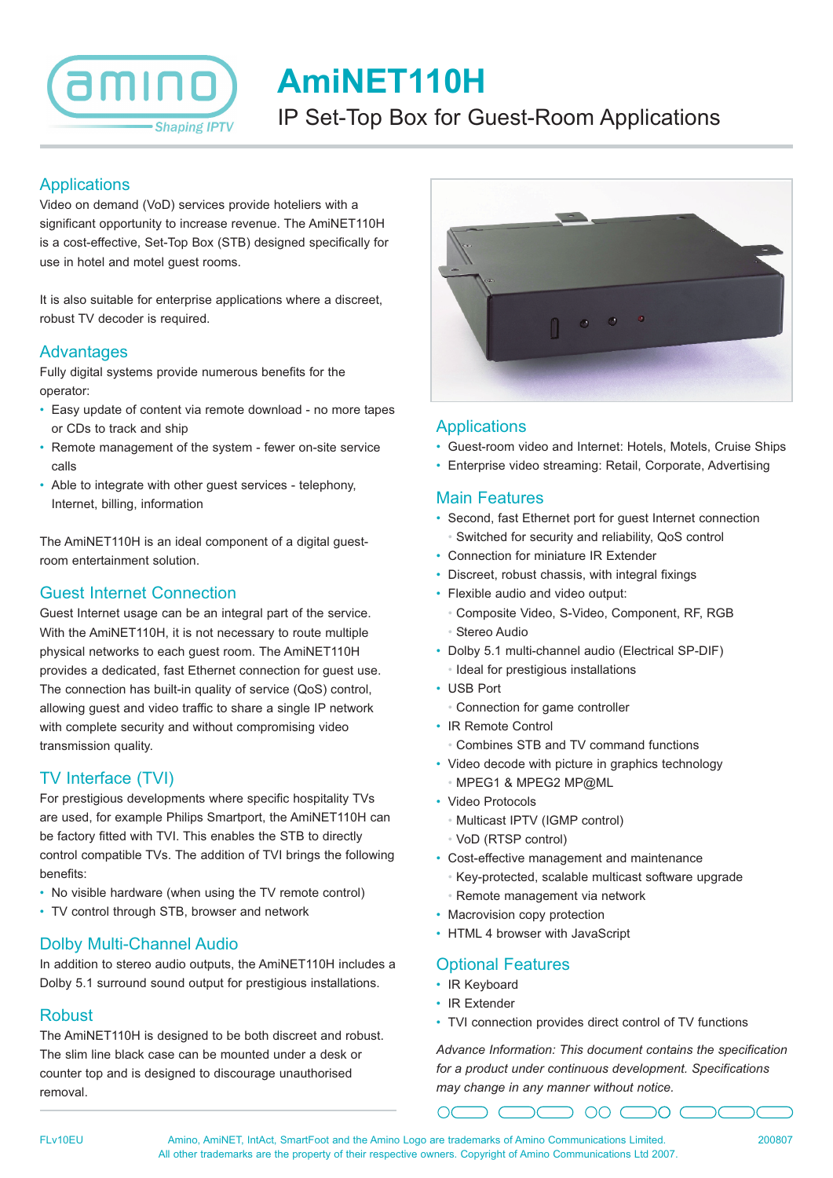# AmiNET110H

## IP Set-Top Box for Guest-Room Applications

## Applications

Video on demand (VoD) services provide hoteliers with a significant opportunity to increase revenue. The AmiNET110H is a cost-effective, Set-Top Box (STB) designed specifically for use in hotel and motel guest rooms.

It is also suitable for enterprise applications where a discreet, robust TV decoder is required.

## Advantages

Fully digital systems provide numerous benefits for the operator:

- Easy update of content via remote download - no more tapes or CDs to track and ship
- Remote management of the system - fewer on-site service calls
- Able to integrate with other guest services - telephony, Internet, billing, information

The AmiNET110H is an ideal component of a digital guest-room entertainment solution.

## Guest Internet Connection

Guest Internet usage can be an integral part of the service. With the AmiNET110H, it is not necessary to route multiple physical networks to each guest room. The AmiNET110H provides a dedicated, fast Ethernet connection for guest use. The connection has built-in quality of service (QoS) control, allowing guest and video traffic to share a single IP network with complete security and without compromising video transmission quality.

## TV Interface (TVI)

For prestigious developments where specific hospitality TVs are used, for example Philips Smartport, the AmiNET110H can be factory fitted with TVI. This enables the STB to directly control compatible TVs. The addition of TVI brings the following benefits:

- No visible hardware (when using the TV remote control)
- TV control through STB, browser and network

## Dolby Multi-Channel Audio

In addition to stereo audio outputs, the AmiNET110H includes a Dolby 5.1 surround sound output for prestigious installations.

## Robust

The AmiNET110H is designed to be both discreet and robust. The slim line black case can be mounted under a desk or counter top and is designed to discourage unauthorised removal.

## Applications

- Guest-room video and Internet: Hotels, Motels, Cruise Ships
- Enterprise video streaming: Retail, Corporate, Advertising

## Main Features

- Second, fast Ethernet port for guest Internet connection
  - Switched for security and reliability, QoS control
- Connection for miniature IR Extender
- Discreet, robust chassis, with integral fixings
- Flexible audio and video output:
  - Composite Video, S-Video, Component, RF, RGB
  - Stereo Audio
- Dolby 5.1 multi-channel audio (Electrical SP-DIF)
  - Ideal for prestigious installations
- USB Port
  - Connection for game controller
- IR Remote Control
  - Combines STB and TV command functions
- Video decode with picture in graphics technology
  - MPEG1 & MPEG2 MP@ML
- Video Protocols
  - Multicast IPTV (IGMP control)
  - VoD (RTSP control)
- Cost-effective management and maintenance
  - Key-protected, scalable multicast software upgrade
  - Remote management via network
- Macrovision copy protection
- HTML 4 browser with JavaScript

## Optional Features

- IR Keyboard
- IR Extender
- TVI connection provides direct control of TV functions

*Advance Information: This document contains the specification for a product under continuous development. Specifications may change in any manner without notice.*

FLv10EU

Amino, AmiNET, IntAct, SmartFoot and the Amino Logo are trademarks of Amino Communications Limited.
All other trademarks are the property of their respective owners. Copyright of Amino Communications Ltd 2007.

200807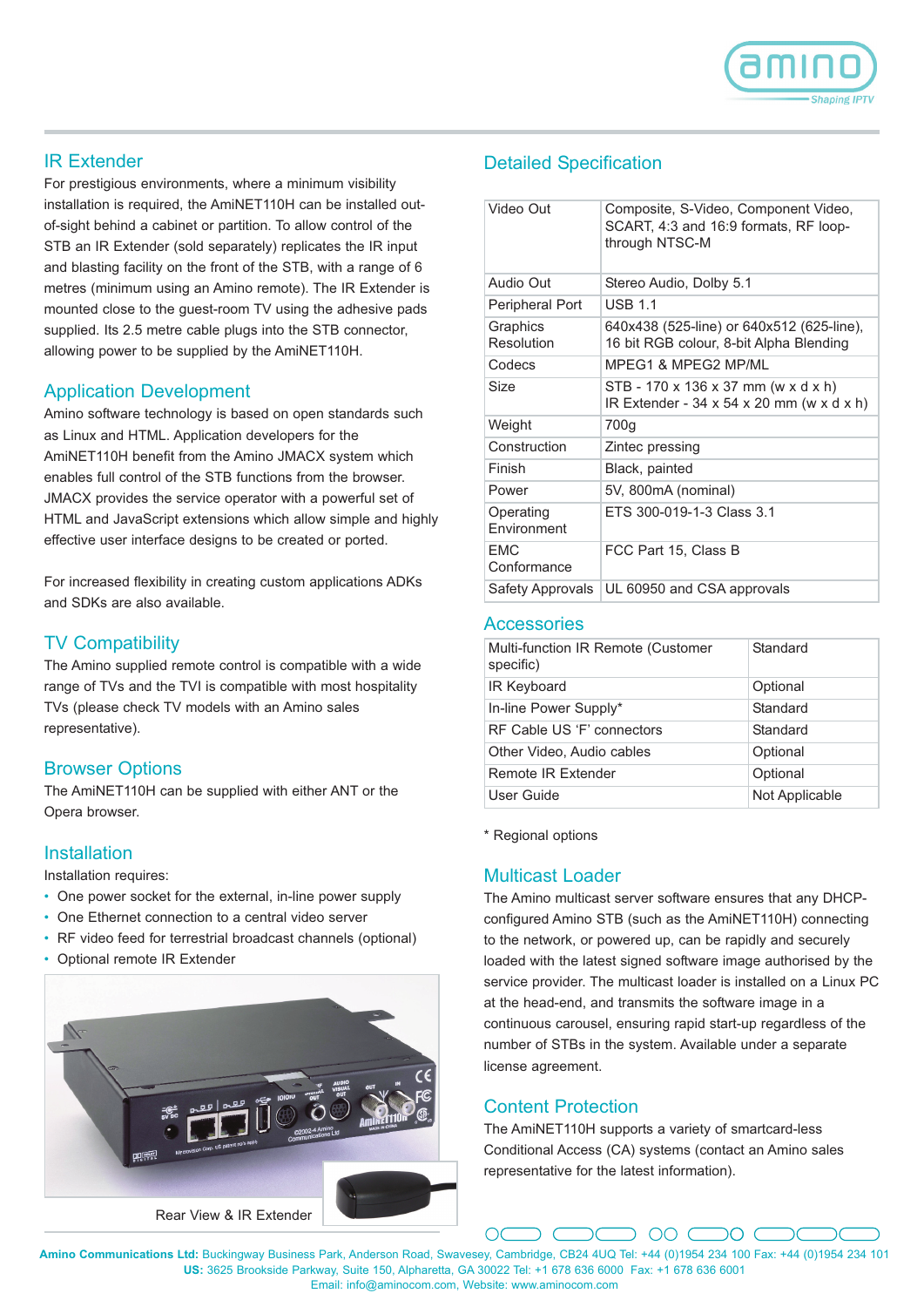## IR Extender

For prestigious environments, where a minimum visibility installation is required, the AmiNET110H can be installed out-of-sight behind a cabinet or partition. To allow control of the STB an IR Extender (sold separately) replicates the IR input and blasting facility on the front of the STB, with a range of 6 metres (minimum using an Amino remote). The IR Extender is mounted close to the guest-room TV using the adhesive pads supplied. Its 2.5 metre cable plugs into the STB connector, allowing power to be supplied by the AmiNET110H.

## Application Development

Amino software technology is based on open standards such as Linux and HTML. Application developers for the AmiNET110H benefit from the Amino JMACX system which enables full control of the STB functions from the browser. JMACX provides the service operator with a powerful set of HTML and JavaScript extensions which allow simple and highly effective user interface designs to be created or ported.

For increased flexibility in creating custom applications ADKs and SDKs are also available.

## TV Compatibility

The Amino supplied remote control is compatible with a wide range of TVs and the TVI is compatible with most hospitality TVs (please check TV models with an Amino sales representative).

## Browser Options

The AmiNET110H can be supplied with either ANT or the Opera browser.

## Installation

Installation requires:

- One power socket for the external, in-line power supply
- One Ethernet connection to a central video server
- RF video feed for terrestrial broadcast channels (optional)
- Optional remote IR Extender

Rear View & IR Extender

## Detailed Specification

| | |
|---|---|
| Video Out | Composite, S-Video, Component Video, SCART, 4:3 and 16:9 formats, RF loop-through NTSC-M |
| Audio Out | Stereo Audio, Dolby 5.1 |
| Peripheral Port | USB 1.1 |
| Graphics Resolution | 640x438 (525-line) or 640x512 (625-line), 16 bit RGB colour, 8-bit Alpha Blending |
| Codecs | MPEG1 & MPEG2 MP/ML |
| Size | STB - 170 x 136 x 37 mm (w x d x h)<br>IR Extender - 34 x 54 x 20 mm (w x d x h) |
| Weight | 700g |
| Construction | Zintec pressing |
| Finish | Black, painted |
| Power | 5V, 800mA (nominal) |
| Operating Environment | ETS 300-019-1-3 Class 3.1 |
| EMC Conformance | FCC Part 15, Class B |
| Safety Approvals | UL 60950 and CSA approvals |

## Accessories

| | |
|---|---|
| Multi-function IR Remote (Customer specific) | Standard |
| IR Keyboard | Optional |
| In-line Power Supply* | Standard |
| RF Cable US 'F' connectors | Standard |
| Other Video, Audio cables | Optional |
| Remote IR Extender | Optional |
| User Guide | Not Applicable |

\* Regional options

## Multicast Loader

The Amino multicast server software ensures that any DHCP-configured Amino STB (such as the AmiNET110H) connecting to the network, or powered up, can be rapidly and securely loaded with the latest signed software image authorised by the service provider. The multicast loader is installed on a Linux PC at the head-end, and transmits the software image in a continuous carousel, ensuring rapid start-up regardless of the number of STBs in the system. Available under a separate license agreement.

## Content Protection

The AmiNET110H supports a variety of smartcard-less Conditional Access (CA) systems (contact an Amino sales representative for the latest information).

**Amino Communications Ltd:** Buckingway Business Park, Anderson Road, Swavesey, Cambridge, CB24 4UQ Tel: +44 (0)1954 234 100 Fax: +44 (0)1954 234 101
**US:** 3625 Brookside Parkway, Suite 150, Alpharetta, GA 30022 Tel: +1 678 636 6000 Fax: +1 678 636 6001
Email: info@aminocom.com, Website: www.aminocom.com